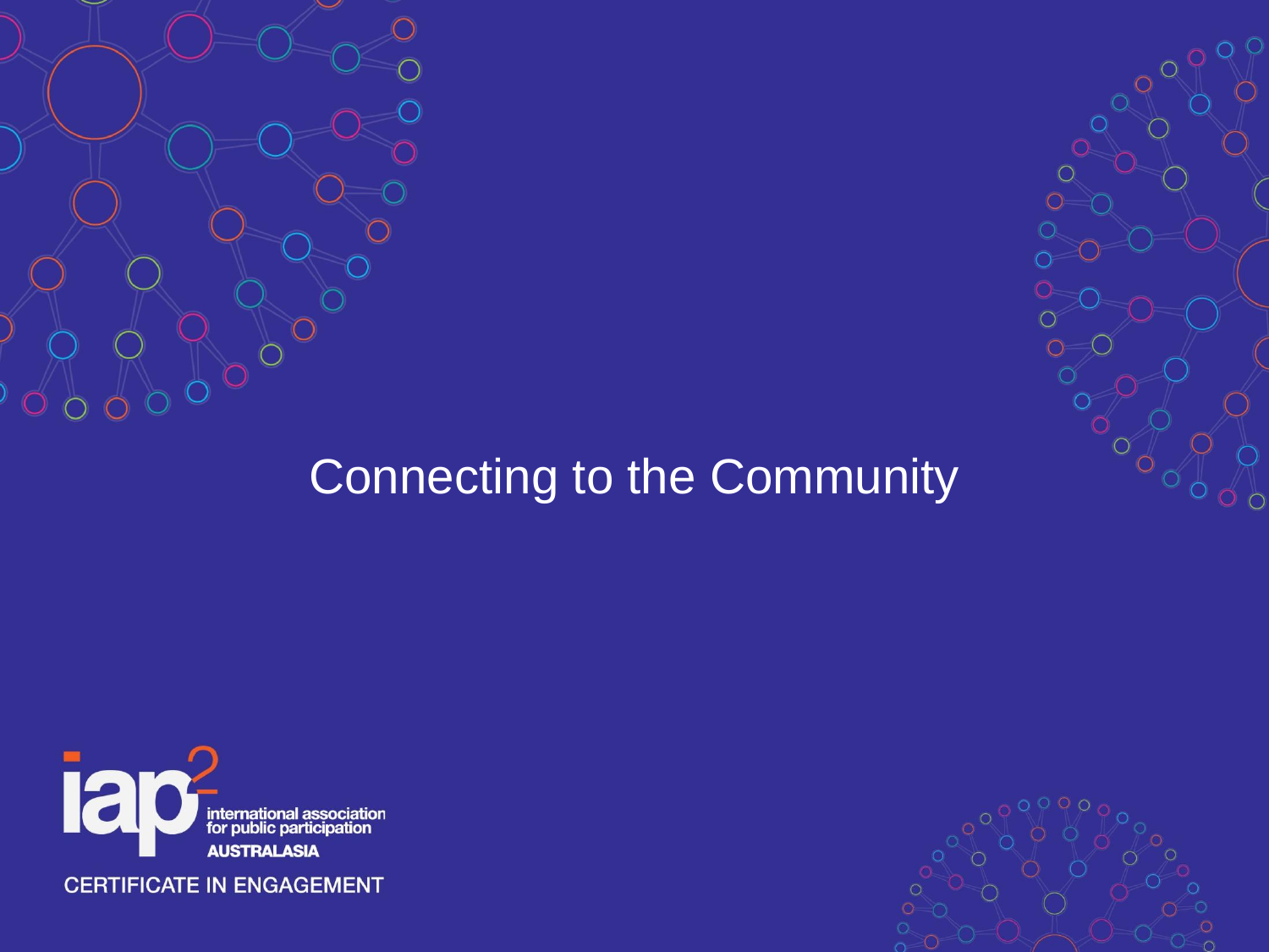# Connecting to the Community

iap2 international association for public participation AUSTRALASIA

CERTIFICATE IN ENGAGEMENT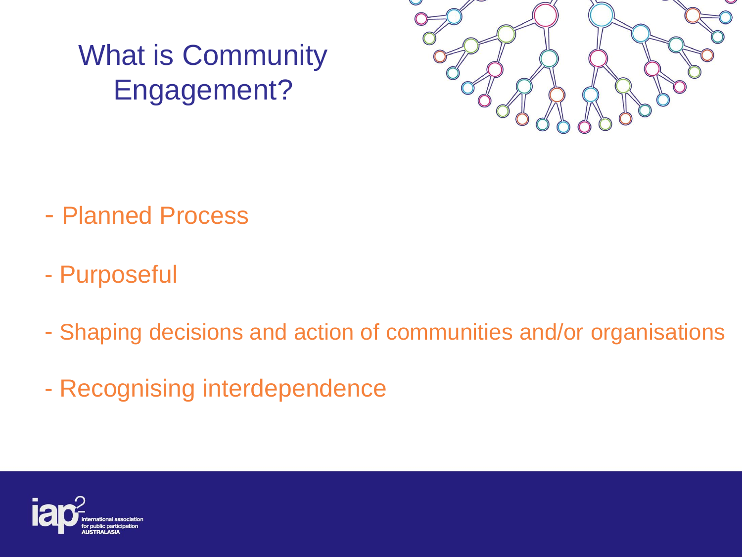# What is Community Engagement?

- Planned Process
- Purposeful
- Shaping decisions and action of communities and/or organisations
- Recognising interdependence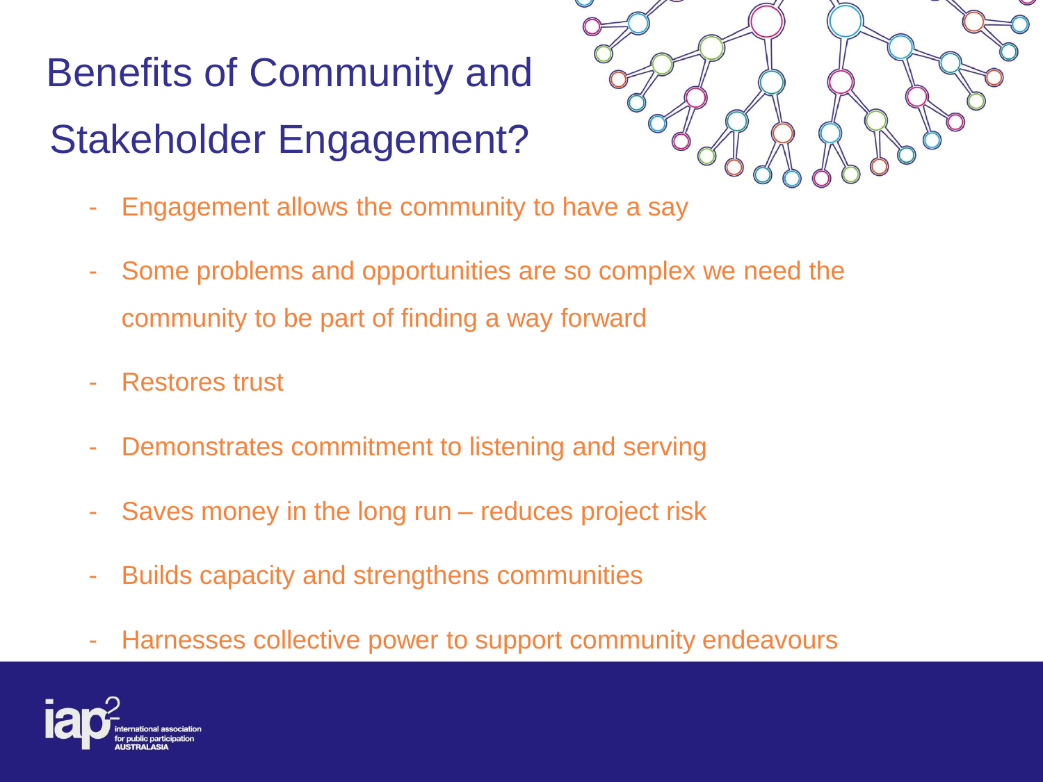# Benefits of Community and Stakeholder Engagement?

- Engagement allows the community to have a say
- Some problems and opportunities are so complex we need the community to be part of finding a way forward
- Restores trust
- Demonstrates commitment to listening and serving
- Saves money in the long run – reduces project risk
- Builds capacity and strengthens communities
- Harnesses collective power to support community endeavours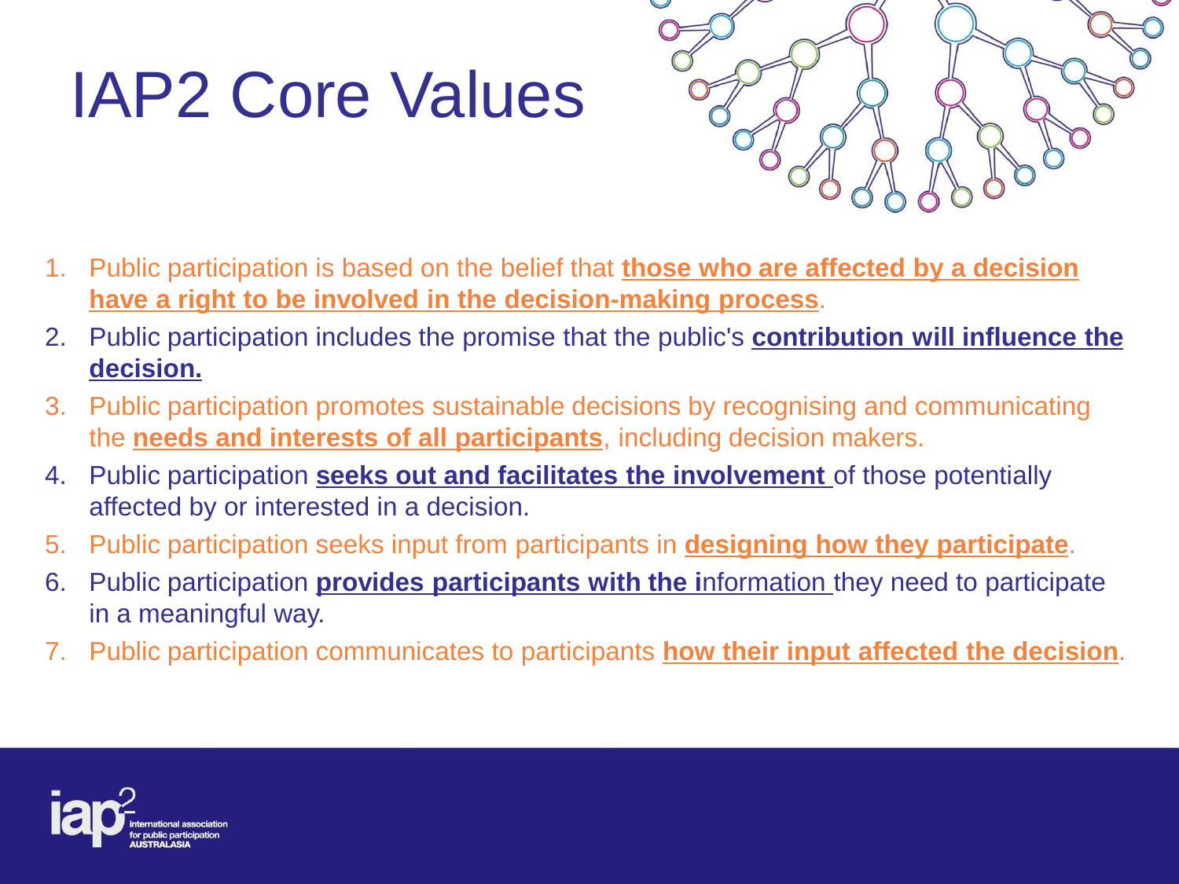# IAP2 Core Values

1. Public participation is based on the belief that **those who are affected by a decision have a right to be involved in the decision-making process**.
2. Public participation includes the promise that the public's **contribution will influence the decision.**
3. Public participation promotes sustainable decisions by recognising and communicating the **needs and interests of all participants**, including decision makers.
4. Public participation **seeks out and facilitates the involvement** of those potentially affected by or interested in a decision.
5. Public participation seeks input from participants in **designing how they participate**.
6. Public participation **provides participants with the i**nformation they need to participate in a meaningful way.
7. Public participation communicates to participants **how their input affected the decision**.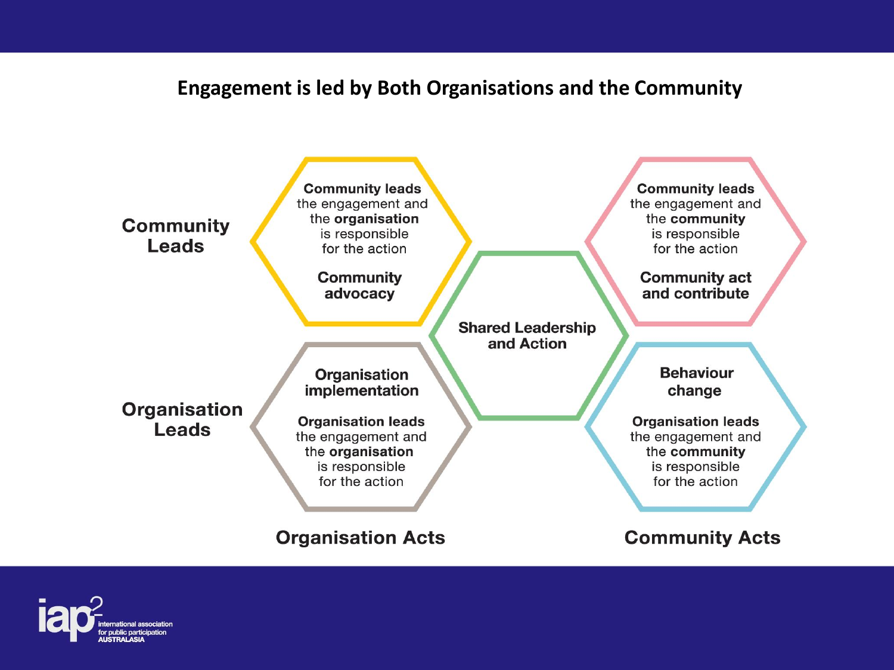# Engagement is led by Both Organisations and the Community

**Community Leads**

**Community leads** the engagement and the **organisation** is responsible for the action

**Community advocacy**

**Community leads** the engagement and the **community** is responsible for the action

**Community act and contribute**

**Shared Leadership and Action**

**Organisation Leads**

**Organisation implementation**

**Organisation leads** the engagement and the **organisation** is responsible for the action

**Behaviour change**

**Organisation leads** the engagement and the **community** is responsible for the action

**Organisation Acts**

**Community Acts**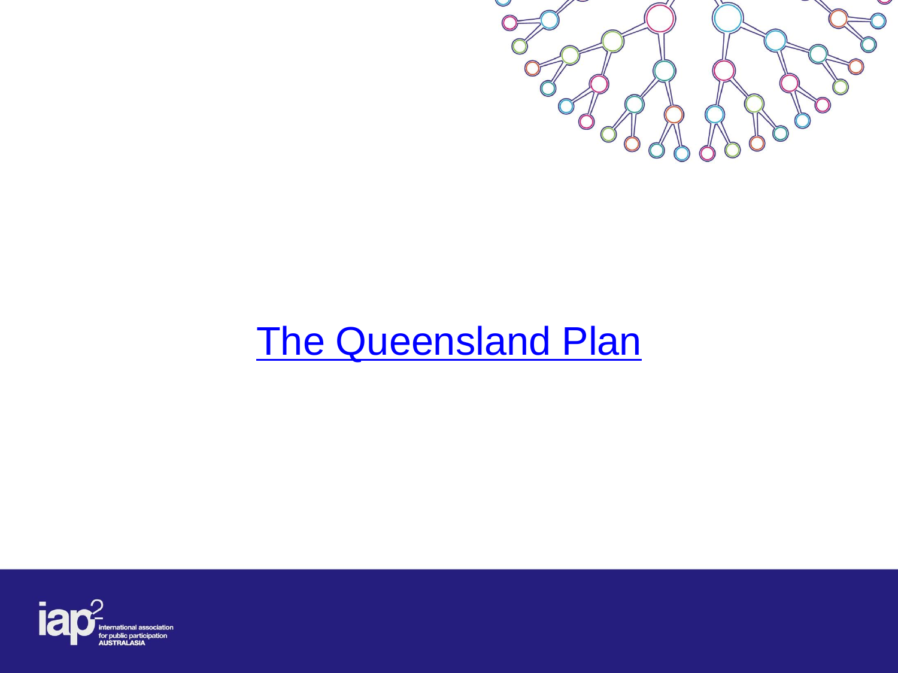[The Queensland Plan]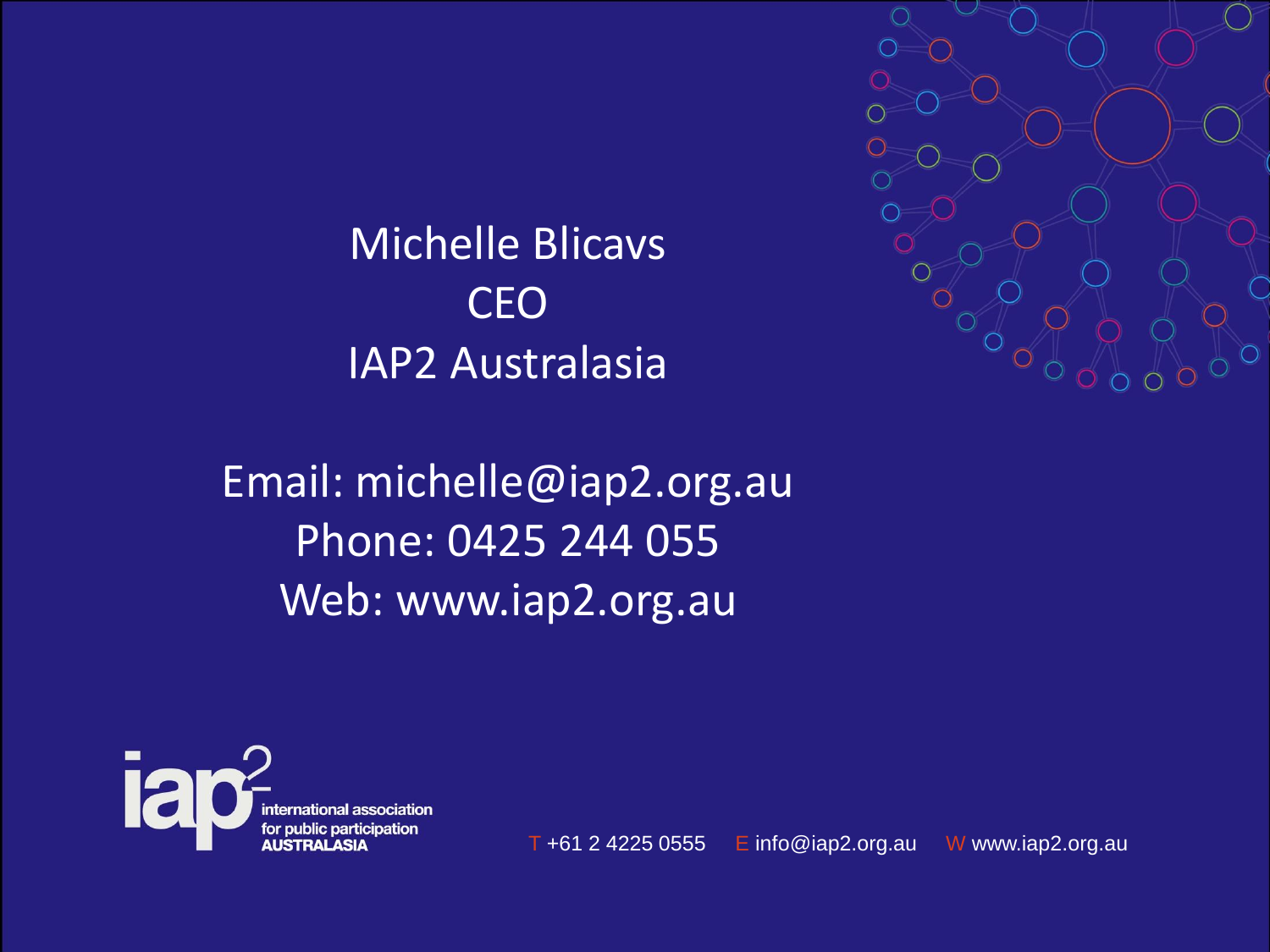Michelle Blicavs
CEO
IAP2 Australasia

Email: michelle@iap2.org.au
Phone: 0425 244 055
Web: www.iap2.org.au

iap2 international association for public participation AUSTRALASIA

T +61 2 4225 0555 E info@iap2.org.au W www.iap2.org.au